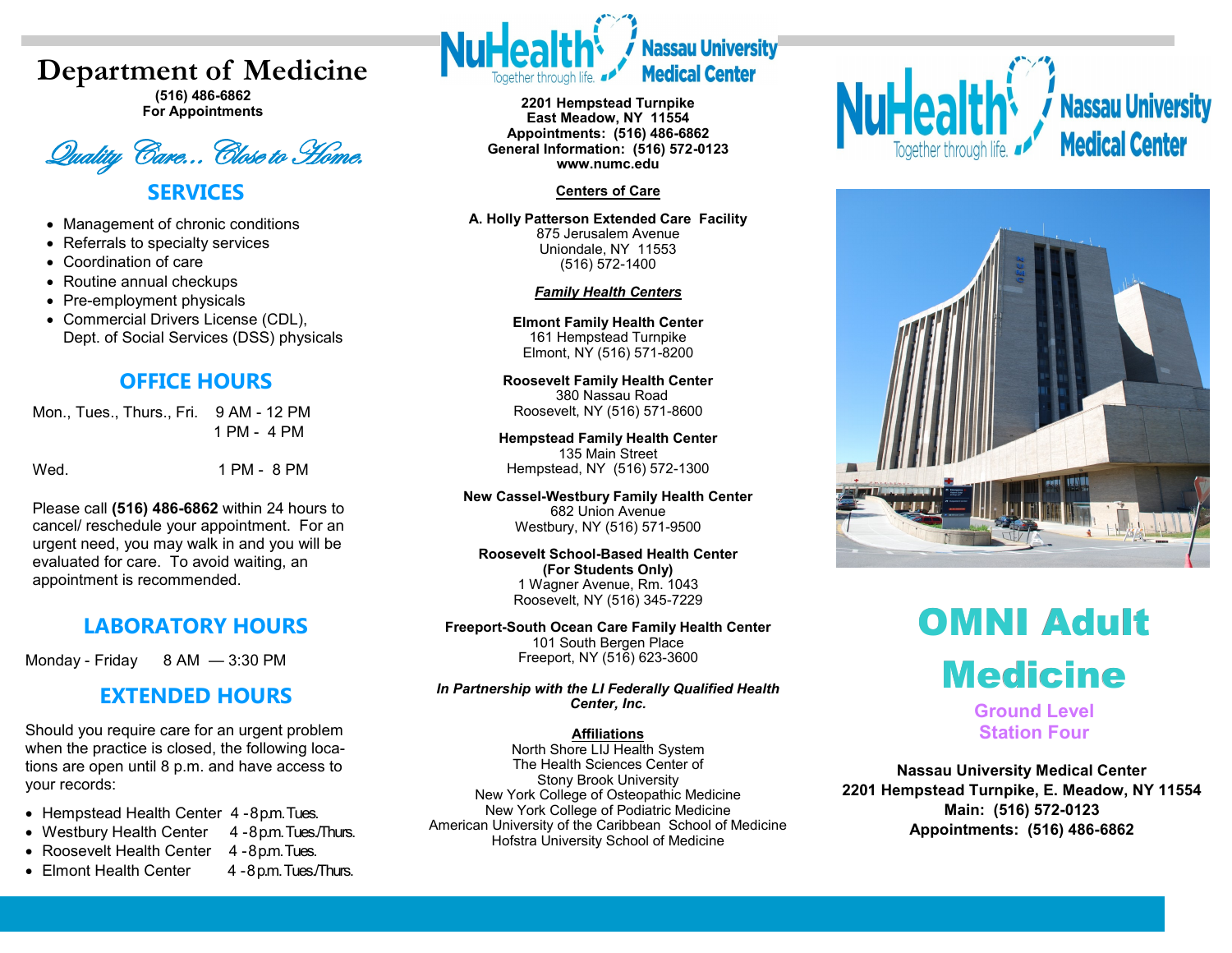# Department of Medicine

**(516) 486-6862**
**For Appointments**

*Quality Care... Close to Home.*

## SERVICES

- Management of chronic conditions
- Referrals to specialty services
- Coordination of care
- Routine annual checkups
- Pre-employment physicals
- Commercial Drivers License (CDL), Dept. of Social Services (DSS) physicals

## OFFICE HOURS

| | |
|---|---|
| Mon., Tues., Thurs., Fri. | 9 AM - 12 PM |
| | 1 PM - 4 PM |
| Wed. | 1 PM - 8 PM |

Please call **(516) 486-6862** within 24 hours to cancel/ reschedule your appointment. For an urgent need, you may walk in and you will be evaluated for care. To avoid waiting, an appointment is recommended.

## LABORATORY HOURS

Monday - Friday 8 AM — 3:30 PM

## EXTENDED HOURS

Should you require care for an urgent problem when the practice is closed, the following locations are open until 8 p.m. and have access to your records:

- Hempstead Health Center 4 - 8 p.m. Tues.
- Westbury Health Center 4 - 8 p.m. Tues./Thurs.
- Roosevelt Health Center 4 - 8 p.m. Tues.
- Elmont Health Center 4 - 8 p.m. Tues./Thurs.

NuHealth Together through life. Nassau University Medical Center

**2201 Hempstead Turnpike**
**East Meadow, NY 11554**
**Appointments: (516) 486-6862**
**General Information: (516) 572-0123**
**www.numc.edu**

**Centers of Care**

**A. Holly Patterson Extended Care Facility**
875 Jerusalem Avenue
Uniondale, NY 11553
(516) 572-1400

***Family Health Centers***

**Elmont Family Health Center**
161 Hempstead Turnpike
Elmont, NY (516) 571-8200

**Roosevelt Family Health Center**
380 Nassau Road
Roosevelt, NY (516) 571-8600

**Hempstead Family Health Center**
135 Main Street
Hempstead, NY (516) 572-1300

**New Cassel-Westbury Family Health Center**
682 Union Avenue
Westbury, NY (516) 571-9500

**Roosevelt School-Based Health Center**
**(For Students Only)**
1 Wagner Avenue, Rm. 1043
Roosevelt, NY (516) 345-7229

**Freeport-South Ocean Care Family Health Center**
101 South Bergen Place
Freeport, NY (516) 623-3600

***In Partnership with the LI Federally Qualified Health Center, Inc.***

**Affiliations**
North Shore LIJ Health System
The Health Sciences Center of Stony Brook University
New York College of Osteopathic Medicine
New York College of Podiatric Medicine
American University of the Caribbean School of Medicine
Hofstra University School of Medicine

NuHealth Together through life. Nassau University Medical Center

# OMNI Adult Medicine

**Ground Level**
**Station Four**

**Nassau University Medical Center**
**2201 Hempstead Turnpike, E. Meadow, NY 11554**
**Main: (516) 572-0123**
**Appointments: (516) 486-6862**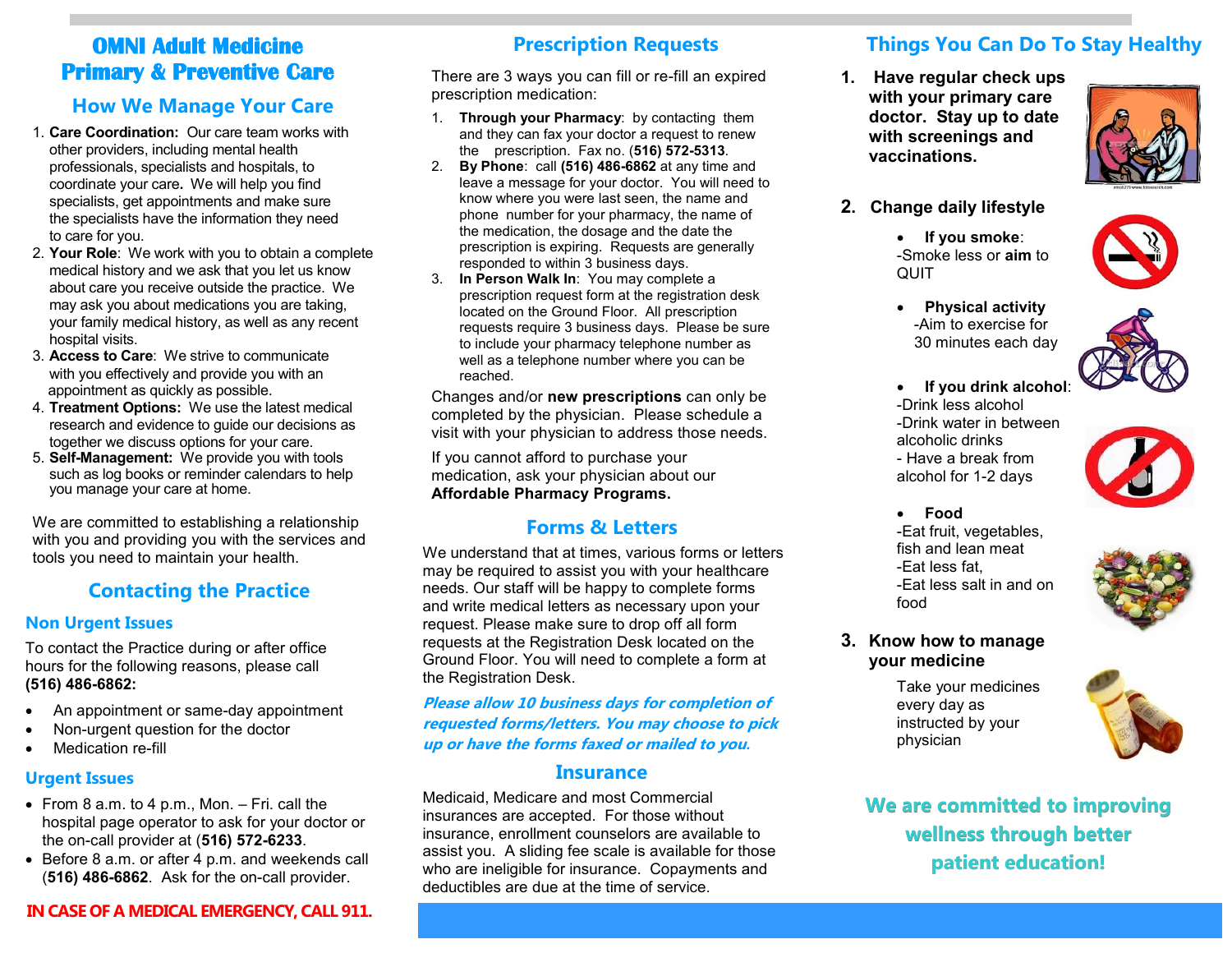# OMNI Adult Medicine
# Primary & Preventive Care

## How We Manage Your Care

1. **Care Coordination:** Our care team works with other providers, including mental health professionals, specialists and hospitals, to coordinate your care**.** We will help you find specialists, get appointments and make sure the specialists have the information they need to care for you.
2. **Your Role**: We work with you to obtain a complete medical history and we ask that you let us know about care you receive outside the practice. We may ask you about medications you are taking, your family medical history, as well as any recent hospital visits.
3. **Access to Care**: We strive to communicate with you effectively and provide you with an appointment as quickly as possible.
4. **Treatment Options:** We use the latest medical research and evidence to guide our decisions as together we discuss options for your care.
5. **Self-Management:** We provide you with tools such as log books or reminder calendars to help you manage your care at home.

We are committed to establishing a relationship with you and providing you with the services and tools you need to maintain your health.

## Contacting the Practice

### Non Urgent Issues

To contact the Practice during or after office hours for the following reasons, please call **(516) 486-6862:**

- An appointment or same-day appointment
- Non-urgent question for the doctor
- Medication re-fill

### Urgent Issues

- From 8 a.m. to 4 p.m., Mon. – Fri. call the hospital page operator to ask for your doctor or the on-call provider at (**516) 572-6233**.
- Before 8 a.m. or after 4 p.m. and weekends call (**516) 486-6862**. Ask for the on-call provider.

**IN CASE OF A MEDICAL EMERGENCY, CALL 911.**

## Prescription Requests

There are 3 ways you can fill or re-fill an expired prescription medication:

1. **Through your Pharmacy**: by contacting them and they can fax your doctor a request to renew the prescription. Fax no. (**516) 572-5313**.
2. **By Phone**: call **(516) 486-6862** at any time and leave a message for your doctor. You will need to know where you were last seen, the name and phone number for your pharmacy, the name of the medication, the dosage and the date the prescription is expiring. Requests are generally responded to within 3 business days.
3. **In Person Walk In**: You may complete a prescription request form at the registration desk located on the Ground Floor. All prescription requests require 3 business days. Please be sure to include your pharmacy telephone number as well as a telephone number where you can be reached.

Changes and/or **new prescriptions** can only be completed by the physician. Please schedule a visit with your physician to address those needs.

If you cannot afford to purchase your medication, ask your physician about our **Affordable Pharmacy Programs.**

## Forms & Letters

We understand that at times, various forms or letters may be required to assist you with your healthcare needs. Our staff will be happy to complete forms and write medical letters as necessary upon your request. Please make sure to drop off all form requests at the Registration Desk located on the Ground Floor. You will need to complete a form at the Registration Desk.

***Please allow 10 business days for completion of requested forms/letters. You may choose to pick up or have the forms faxed or mailed to you.***

## Insurance

Medicaid, Medicare and most Commercial insurances are accepted. For those without insurance, enrollment counselors are available to assist you. A sliding fee scale is available for those who are ineligible for insurance. Copayments and deductibles are due at the time of service.

## Things You Can Do To Stay Healthy

1. **Have regular check ups with your primary care doctor. Stay up to date with screenings and vaccinations.**

2. **Change daily lifestyle**

   - **If you smoke**:
     -Smoke less or **aim** to QUIT
   - **Physical activity**
     -Aim to exercise for 30 minutes each day
   - **If you drink alcohol**:
     -Drink less alcohol
     -Drink water in between alcoholic drinks
     - Have a break from alcohol for 1-2 days
   - **Food**
     -Eat fruit, vegetables, fish and lean meat
     -Eat less fat,
     -Eat less salt in and on food

3. **Know how to manage your medicine**

   Take your medicines every day as instructed by your physician

**We are committed to improving wellness through better patient education!**